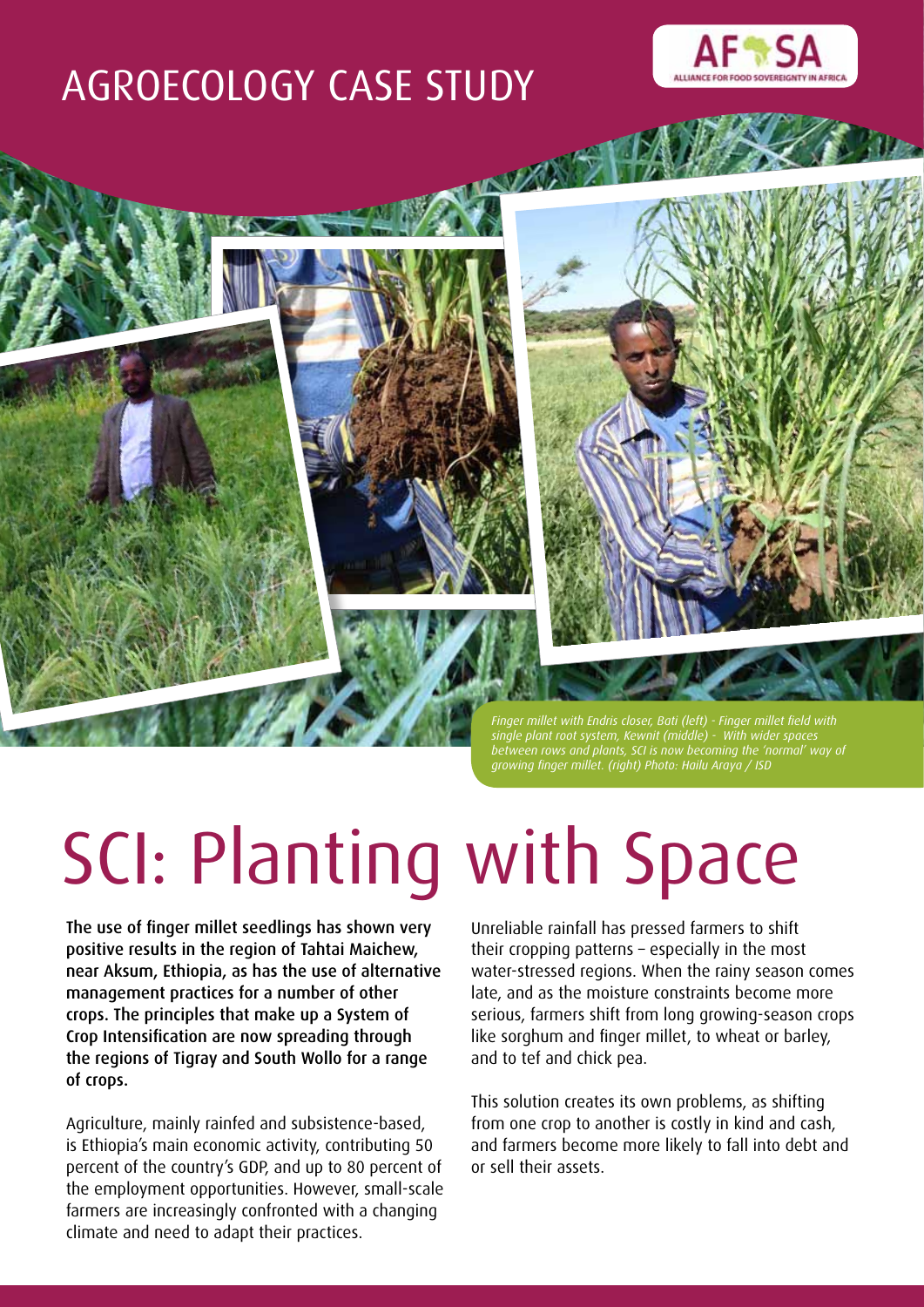# AGROECOLOGY CASE STUDY

*Finger millet with Endris closer, Bati (left) - Finger millet field with single plant root system, Kewnit (middle) - With wider spaces between rows and plants, SCI is now becoming the 'normal' way of growing finger millet. (right) Photo: Hailu Araya / ISD*

# SCI: Planting with Space

The use of finger millet seedlings has shown very positive results in the region of Tahtai Maichew, near Aksum, Ethiopia, as has the use of alternative management practices for a number of other crops. The principles that make up a System of Crop Intensification are now spreading through the regions of Tigray and South Wollo for a range of crops.

Agriculture, mainly rainfed and subsistence-based, is Ethiopia's main economic activity, contributing 50 percent of the country's GDP, and up to 80 percent of the employment opportunities. However, small-scale farmers are increasingly confronted with a changing climate and need to adapt their practices.

Unreliable rainfall has pressed farmers to shift their cropping patterns – especially in the most water-stressed regions. When the rainy season comes late, and as the moisture constraints become more serious, farmers shift from long growing-season crops like sorghum and finger millet, to wheat or barley, and to tef and chick pea.

This solution creates its own problems, as shifting from one crop to another is costly in kind and cash, and farmers become more likely to fall into debt and or sell their assets.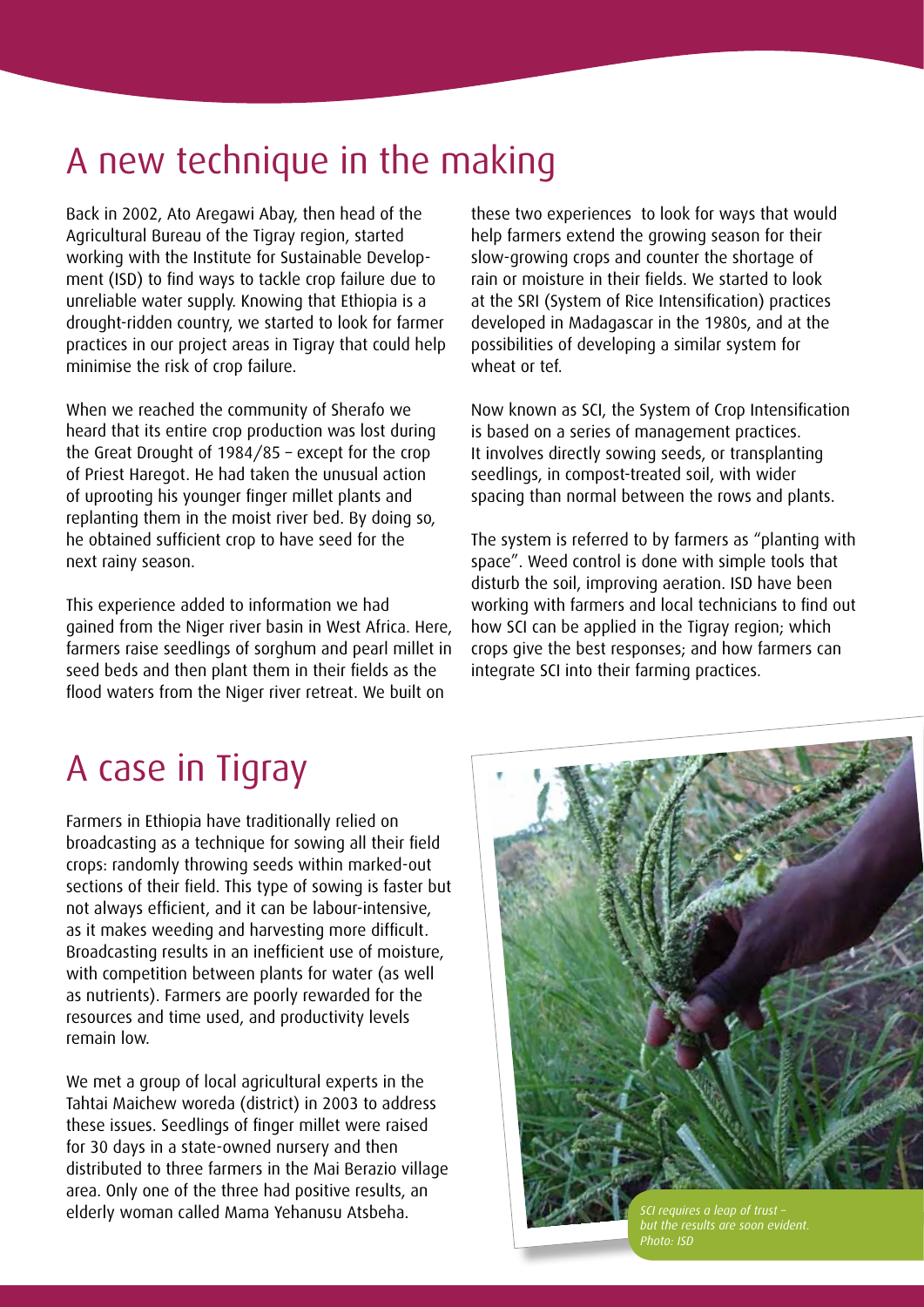## A new technique in the making

Back in 2002, Ato Aregawi Abay, then head of the Agricultural Bureau of the Tigray region, started working with the Institute for Sustainable Development (ISD) to find ways to tackle crop failure due to unreliable water supply. Knowing that Ethiopia is a drought-ridden country, we started to look for farmer practices in our project areas in Tigray that could help minimise the risk of crop failure.

When we reached the community of Sherafo we heard that its entire crop production was lost during the Great Drought of 1984/85 – except for the crop of Priest Haregot. He had taken the unusual action of uprooting his younger finger millet plants and replanting them in the moist river bed. By doing so, he obtained sufficient crop to have seed for the next rainy season.

This experience added to information we had gained from the Niger river basin in West Africa. Here, farmers raise seedlings of sorghum and pearl millet in seed beds and then plant them in their fields as the flood waters from the Niger river retreat. We built on these two experiences to look for ways that would help farmers extend the growing season for their slow-growing crops and counter the shortage of rain or moisture in their fields. We started to look at the SRI (System of Rice Intensification) practices developed in Madagascar in the 1980s, and at the possibilities of developing a similar system for wheat or tef.

Now known as SCI, the System of Crop Intensification is based on a series of management practices. It involves directly sowing seeds, or transplanting seedlings, in compost-treated soil, with wider spacing than normal between the rows and plants.

The system is referred to by farmers as "planting with space". Weed control is done with simple tools that disturb the soil, improving aeration. ISD have been working with farmers and local technicians to find out how SCI can be applied in the Tigray region; which crops give the best responses; and how farmers can integrate SCI into their farming practices.

## A case in Tigray

Farmers in Ethiopia have traditionally relied on broadcasting as a technique for sowing all their field crops: randomly throwing seeds within marked-out sections of their field. This type of sowing is faster but not always efficient, and it can be labour-intensive, as it makes weeding and harvesting more difficult. Broadcasting results in an inefficient use of moisture, with competition between plants for water (as well as nutrients). Farmers are poorly rewarded for the resources and time used, and productivity levels remain low.

We met a group of local agricultural experts in the Tahtai Maichew woreda (district) in 2003 to address these issues. Seedlings of finger millet were raised for 30 days in a state-owned nursery and then distributed to three farmers in the Mai Berazio village area. Only one of the three had positive results, an elderly woman called Mama Yehanusu Atsbeha.

*SCI requires a leap of trust – but the results are soon evident. Photo: ISD*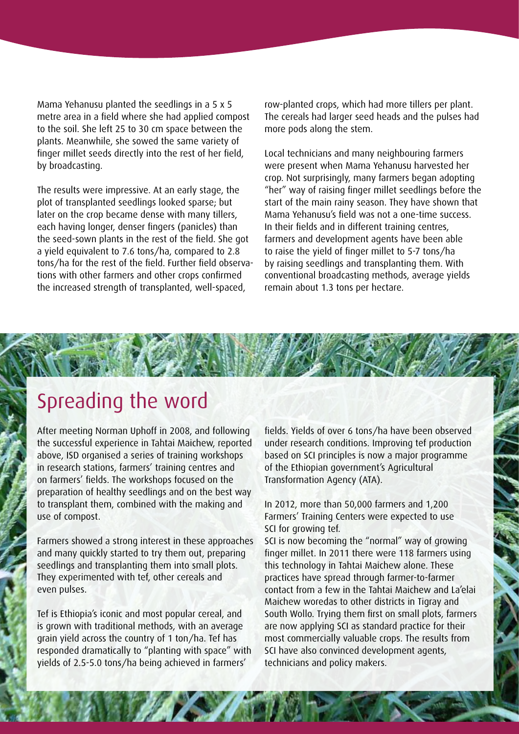Mama Yehanusu planted the seedlings in a 5 x 5 metre area in a field where she had applied compost to the soil. She left 25 to 30 cm space between the plants. Meanwhile, she sowed the same variety of finger millet seeds directly into the rest of her field, by broadcasting.

The results were impressive. At an early stage, the plot of transplanted seedlings looked sparse; but later on the crop became dense with many tillers, each having longer, denser fingers (panicles) than the seed-sown plants in the rest of the field. She got a yield equivalent to 7.6 tons/ha, compared to 2.8 tons/ha for the rest of the field. Further field observations with other farmers and other crops confirmed the increased strength of transplanted, well-spaced, row-planted crops, which had more tillers per plant. The cereals had larger seed heads and the pulses had more pods along the stem.

Local technicians and many neighbouring farmers were present when Mama Yehanusu harvested her crop. Not surprisingly, many farmers began adopting "her" way of raising finger millet seedlings before the start of the main rainy season. They have shown that Mama Yehanusu's field was not a one-time success. In their fields and in different training centres, farmers and development agents have been able to raise the yield of finger millet to 5-7 tons/ha by raising seedlings and transplanting them. With conventional broadcasting methods, average yields remain about 1.3 tons per hectare.

## Spreading the word

After meeting Norman Uphoff in 2008, and following the successful experience in Tahtai Maichew, reported above, ISD organised a series of training workshops in research stations, farmers' training centres and on farmers' fields. The workshops focused on the preparation of healthy seedlings and on the best way to transplant them, combined with the making and use of compost.

Farmers showed a strong interest in these approaches and many quickly started to try them out, preparing seedlings and transplanting them into small plots. They experimented with tef, other cereals and even pulses.

Tef is Ethiopia's iconic and most popular cereal, and is grown with traditional methods, with an average grain yield across the country of 1 ton/ha. Tef has responded dramatically to "planting with space" with yields of 2.5-5.0 tons/ha being achieved in farmers' fields. Yields of over 6 tons/ha have been observed under research conditions. Improving tef production based on SCI principles is now a major programme of the Ethiopian government's Agricultural Transformation Agency (ATA).

In 2012, more than 50,000 farmers and 1,200 Farmers' Training Centers were expected to use SCI for growing tef.

SCI is now becoming the "normal" way of growing finger millet. In 2011 there were 118 farmers using this technology in Tahtai Maichew alone. These practices have spread through farmer-to-farmer contact from a few in the Tahtai Maichew and La'elai Maichew woredas to other districts in Tigray and South Wollo. Trying them first on small plots, farmers are now applying SCI as standard practice for their most commercially valuable crops. The results from SCI have also convinced development agents, technicians and policy makers.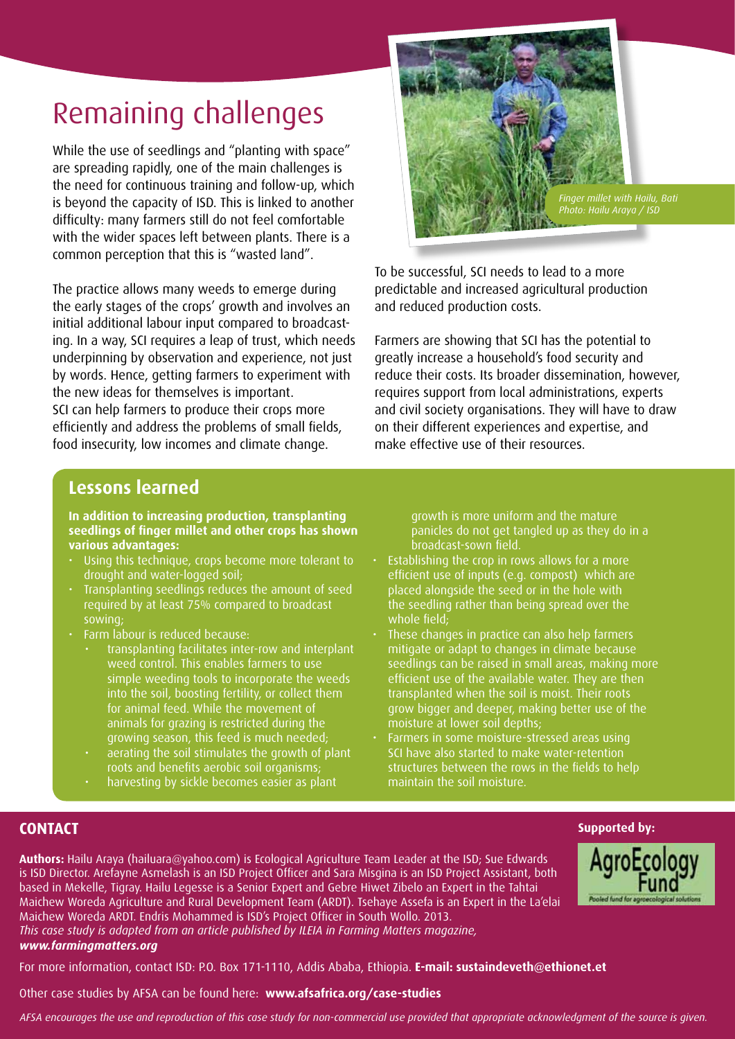# Remaining challenges

While the use of seedlings and "planting with space" are spreading rapidly, one of the main challenges is the need for continuous training and follow-up, which is beyond the capacity of ISD. This is linked to another difficulty: many farmers still do not feel comfortable with the wider spaces left between plants. There is a common perception that this is "wasted land".

The practice allows many weeds to emerge during the early stages of the crops' growth and involves an initial additional labour input compared to broadcasting. In a way, SCI requires a leap of trust, which needs underpinning by observation and experience, not just by words. Hence, getting farmers to experiment with the new ideas for themselves is important.
SCI can help farmers to produce their crops more efficiently and address the problems of small fields, food insecurity, low incomes and climate change.

*Finger millet with Hailu, Bati*
*Photo: Hailu Araya / ISD*

To be successful, SCI needs to lead to a more predictable and increased agricultural production and reduced production costs.

Farmers are showing that SCI has the potential to greatly increase a household's food security and reduce their costs. Its broader dissemination, however, requires support from local administrations, experts and civil society organisations. They will have to draw on their different experiences and expertise, and make effective use of their resources.

## Lessons learned

**In addition to increasing production, transplanting seedlings of finger millet and other crops has shown various advantages:**

- Using this technique, crops become more tolerant to drought and water-logged soil;
- Transplanting seedlings reduces the amount of seed required by at least 75% compared to broadcast sowing;
- Farm labour is reduced because:
  - transplanting facilitates inter-row and interplant weed control. This enables farmers to use simple weeding tools to incorporate the weeds into the soil, boosting fertility, or collect them for animal feed. While the movement of animals for grazing is restricted during the growing season, this feed is much needed;
  - aerating the soil stimulates the growth of plant roots and benefits aerobic soil organisms;
  - harvesting by sickle becomes easier as plant growth is more uniform and the mature panicles do not get tangled up as they do in a broadcast-sown field.
- Establishing the crop in rows allows for a more efficient use of inputs (e.g. compost) which are placed alongside the seed or in the hole with the seedling rather than being spread over the whole field;
- These changes in practice can also help farmers mitigate or adapt to changes in climate because seedlings can be raised in small areas, making more efficient use of the available water. They are then transplanted when the soil is moist. Their roots grow bigger and deeper, making better use of the moisture at lower soil depths;
- Farmers in some moisture-stressed areas using SCI have also started to make water-retention structures between the rows in the fields to help maintain the soil moisture.

## CONTACT

**Authors:** Hailu Araya (hailuara@yahoo.com) is Ecological Agriculture Team Leader at the ISD; Sue Edwards is ISD Director. Arefayne Asmelash is an ISD Project Officer and Sara Misgina is an ISD Project Assistant, both based in Mekelle, Tigray. Hailu Legesse is a Senior Expert and Gebre Hiwet Zibelo an Expert in the Tahtai Maichew Woreda Agriculture and Rural Development Team (ARDT). Tsehaye Assefa is an Expert in the La'elai Maichew Woreda ARDT. Endris Mohammed is ISD's Project Officer in South Wollo. 2013.
*This case study is adapted from an article published by ILEIA in Farming Matters magazine,*
***www.farmingmatters.org***

**Supported by:** AgroEcology Fund – Pooled fund for agroecological solutions

For more information, contact ISD: P.O. Box 171-1110, Addis Ababa, Ethiopia. **E-mail: sustaindeveth@ethionet.et**

Other case studies by AFSA can be found here: **www.afsafrica.org/case-studies**

*AFSA encourages the use and reproduction of this case study for non-commercial use provided that appropriate acknowledgment of the source is given.*